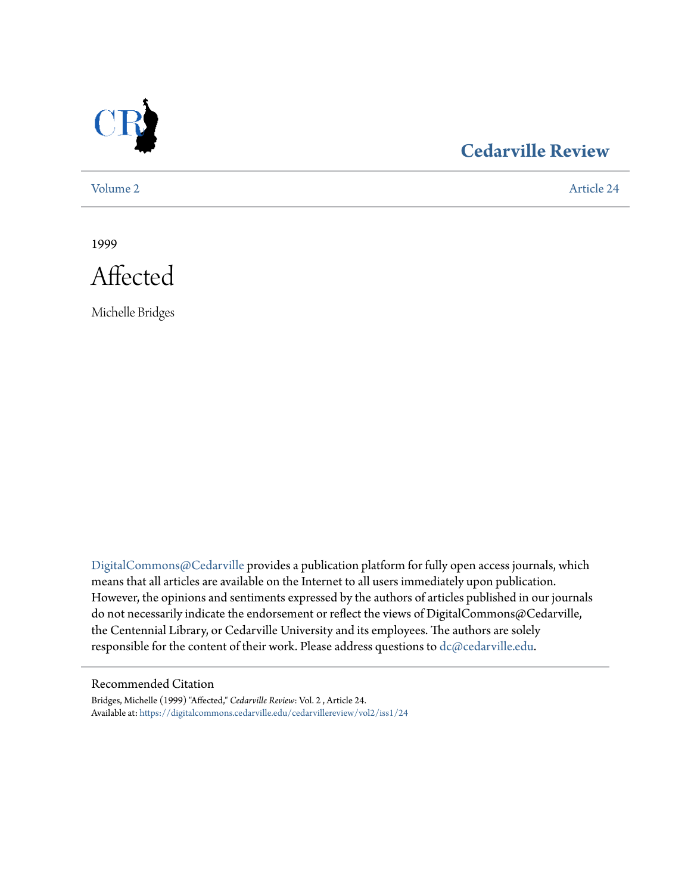# Cedarville Review

Volume 2 Article 24

1999

# Affected

Michelle Bridges

DigitalCommons@Cedarville provides a publication platform for fully open access journals, which means that all articles are available on the Internet to all users immediately upon publication. However, the opinions and sentiments expressed by the authors of articles published in our journals do not necessarily indicate the endorsement or reflect the views of DigitalCommons@Cedarville, the Centennial Library, or Cedarville University and its employees. The authors are solely responsible for the content of their work. Please address questions to dc@cedarville.edu.

## Recommended Citation

Bridges, Michelle (1999) "Affected," *Cedarville Review*: Vol. 2 , Article 24.
Available at: https://digitalcommons.cedarville.edu/cedarvillereview/vol2/iss1/24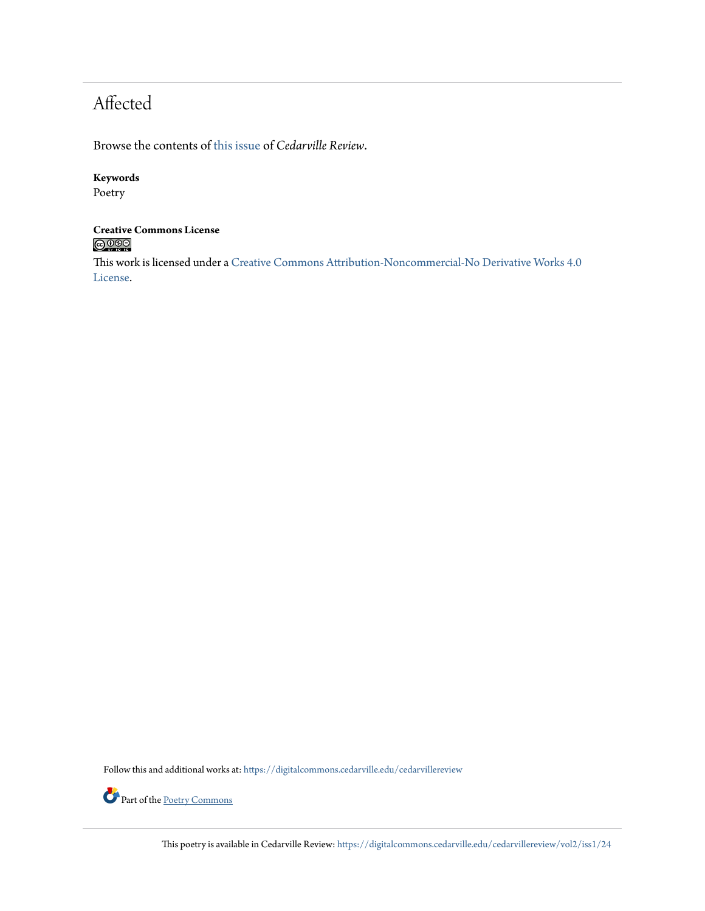# Affected

Browse the contents of this issue of *Cedarville Review*.

**Keywords**
Poetry

**Creative Commons License**

This work is licensed under a Creative Commons Attribution-Noncommercial-No Derivative Works 4.0 License.

Follow this and additional works at: https://digitalcommons.cedarville.edu/cedarvillereview

Part of the Poetry Commons

This poetry is available in Cedarville Review: https://digitalcommons.cedarville.edu/cedarvillereview/vol2/iss1/24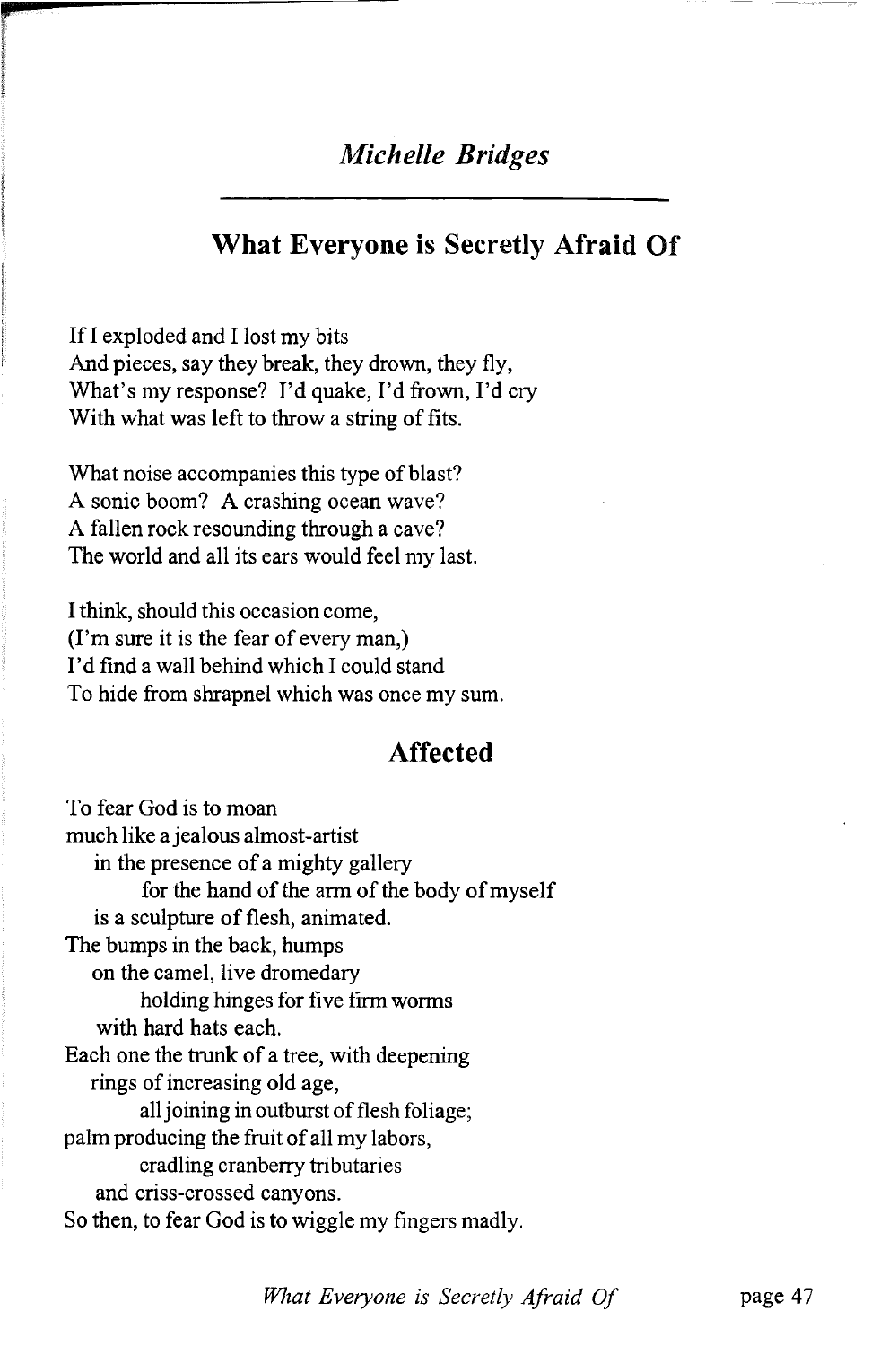*Michelle Bridges*

## What Everyone is Secretly Afraid Of

If I exploded and I lost my bits  
And pieces, say they break, they drown, they fly,  
What's my response? I'd quake, I'd frown, I'd cry  
With what was left to throw a string of fits.

What noise accompanies this type of blast?  
A sonic boom? A crashing ocean wave?  
A fallen rock resounding through a cave?  
The world and all its ears would feel my last.

I think, should this occasion come,  
(I'm sure it is the fear of every man,)  
I'd find a wall behind which I could stand  
To hide from shrapnel which was once my sum.

## Affected

To fear God is to moan  
much like a jealous almost-artist  
&nbsp;&nbsp;&nbsp;&nbsp;in the presence of a mighty gallery  
&nbsp;&nbsp;&nbsp;&nbsp;&nbsp;&nbsp;&nbsp;&nbsp;for the hand of the arm of the body of myself  
&nbsp;&nbsp;&nbsp;&nbsp;is a sculpture of flesh, animated.  
The bumps in the back, humps  
&nbsp;&nbsp;&nbsp;&nbsp;on the camel, live dromedary  
&nbsp;&nbsp;&nbsp;&nbsp;&nbsp;&nbsp;&nbsp;&nbsp;holding hinges for five firm worms  
&nbsp;&nbsp;&nbsp;&nbsp;with hard hats each.  
Each one the trunk of a tree, with deepening  
&nbsp;&nbsp;&nbsp;&nbsp;rings of increasing old age,  
&nbsp;&nbsp;&nbsp;&nbsp;&nbsp;&nbsp;&nbsp;&nbsp;all joining in outburst of flesh foliage;  
palm producing the fruit of all my labors,  
&nbsp;&nbsp;&nbsp;&nbsp;&nbsp;&nbsp;&nbsp;&nbsp;cradling cranberry tributaries  
&nbsp;&nbsp;&nbsp;&nbsp;and criss-crossed canyons.  
So then, to fear God is to wiggle my fingers madly.